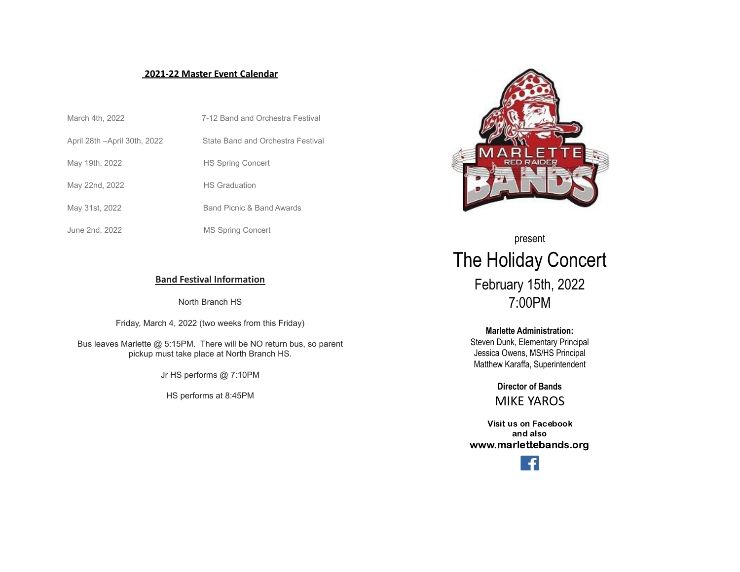## 2021-22 Master Event Calendar

| | |
|---|---|
| March 4th, 2022 | 7-12 Band and Orchestra Festival |
| April 28th –April 30th, 2022 | State Band and Orchestra Festival |
| May 19th, 2022 | HS Spring Concert |
| May 22nd, 2022 | HS Graduation |
| May 31st, 2022 | Band Picnic & Band Awards |
| June 2nd, 2022 | MS Spring Concert |

## Band Festival Information

North Branch HS

Friday, March 4, 2022 (two weeks from this Friday)

Bus leaves Marlette @ 5:15PM. There will be NO return bus, so parent pickup must take place at North Branch HS.

Jr HS performs @ 7:10PM

HS performs at 8:45PM

MARLETTE RED RAIDER BANDS

present

# The Holiday Concert

February 15th, 2022
7:00PM

**Marlette Administration:**
Steven Dunk, Elementary Principal
Jessica Owens, MS/HS Principal
Matthew Karaffa, Superintendent

**Director of Bands**
MIKE YAROS

**Visit us on Facebook and also**
**www.marlettebands.org**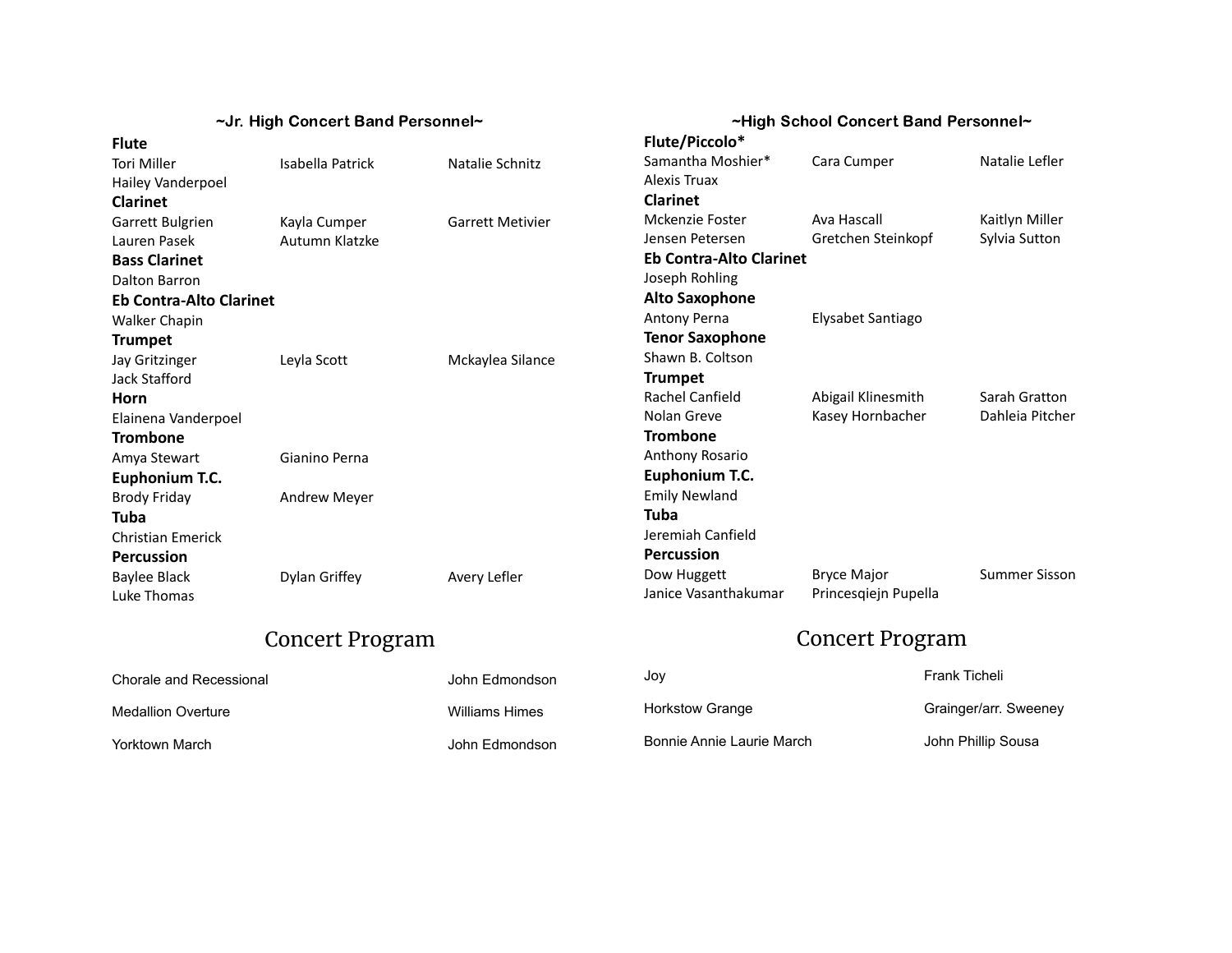## ~Jr. High Concert Band Personnel~

**Flute**

Tori Miller, Isabella Patrick, Natalie Schnitz, Hailey Vanderpoel

**Clarinet**

Garrett Bulgrien, Kayla Cumper, Garrett Metivier, Lauren Pasek, Autumn Klatzke

**Bass Clarinet**

Dalton Barron

**Eb Contra-Alto Clarinet**

Walker Chapin

**Trumpet**

Jay Gritzinger, Leyla Scott, Mckaylea Silance, Jack Stafford

**Horn**

Elainena Vanderpoel

**Trombone**

Amya Stewart, Gianino Perna

**Euphonium T.C.**

Brody Friday, Andrew Meyer

**Tuba**

Christian Emerick

**Percussion**

Baylee Black, Dylan Griffey, Avery Lefler, Luke Thomas

## Concert Program

| | |
|---|---|
| Chorale and Recessional | John Edmondson |
| Medallion Overture | Williams Himes |
| Yorktown March | John Edmondson |

## ~High School Concert Band Personnel~

**Flute/Piccolo***

Samantha Moshier*, Cara Cumper, Natalie Lefler, Alexis Truax

**Clarinet**

Mckenzie Foster, Ava Hascall, Kaitlyn Miller, Jensen Petersen, Gretchen Steinkopf, Sylvia Sutton

**Eb Contra-Alto Clarinet**

Joseph Rohling

**Alto Saxophone**

Antony Perna, Elysabet Santiago

**Tenor Saxophone**

Shawn B. Coltson

**Trumpet**

Rachel Canfield, Abigail Klinesmith, Sarah Gratton, Nolan Greve, Kasey Hornbacher, Dahleia Pitcher

**Trombone**

Anthony Rosario

**Euphonium T.C.**

Emily Newland

**Tuba**

Jeremiah Canfield

**Percussion**

Dow Huggett, Bryce Major, Summer Sisson, Janice Vasanthakumar, Princesqiejn Pupella

## Concert Program

| | |
|---|---|
| Joy | Frank Ticheli |
| Horkstow Grange | Grainger/arr. Sweeney |
| Bonnie Annie Laurie March | John Phillip Sousa |